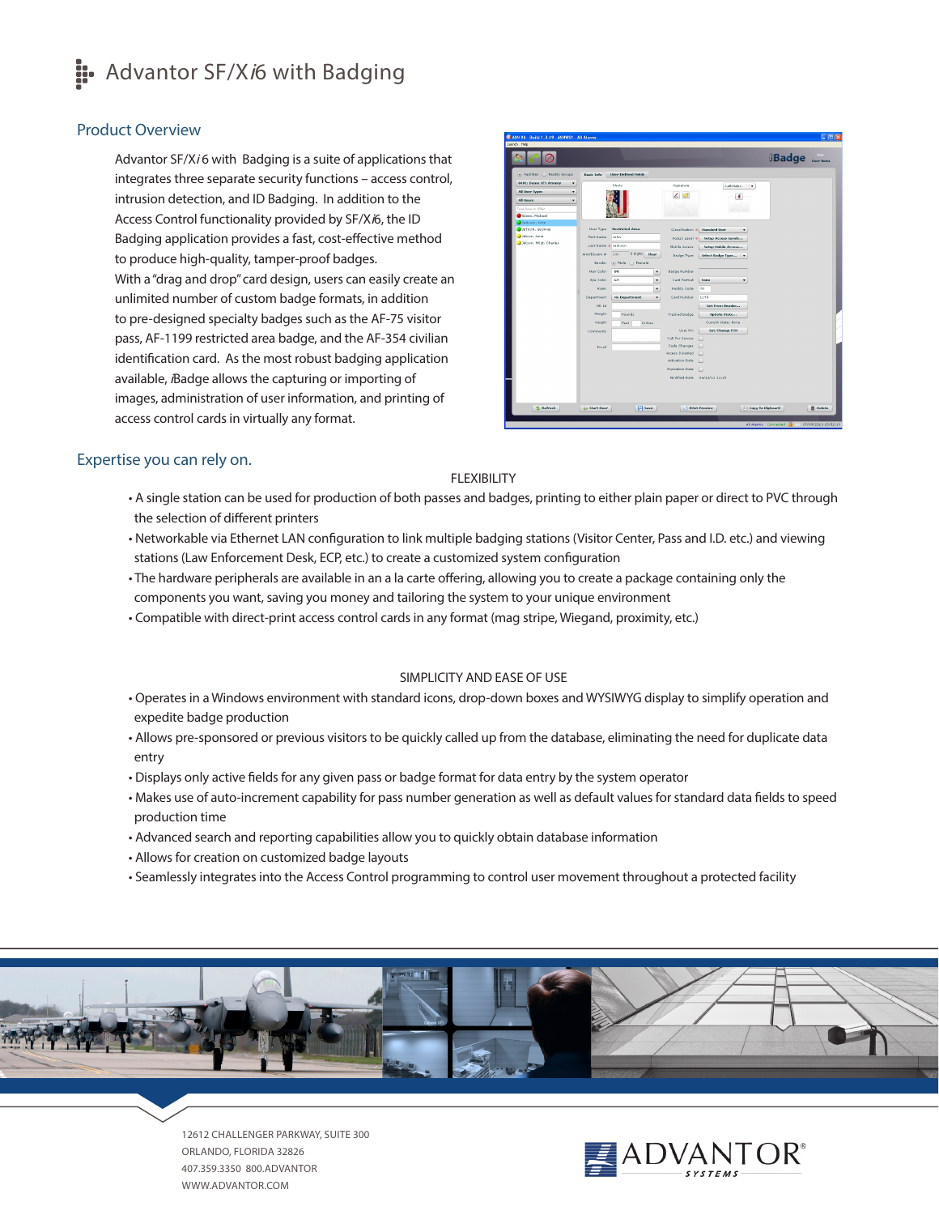# Advantor SF/X*i*6 with Badging

## Product Overview

Advantor SF/X*i* 6 with Badging is a suite of applications that integrates three separate security functions – access control, intrusion detection, and ID Badging. In addition to the Access Control functionality provided by SF/X*i*6, the ID Badging application provides a fast, cost-effective method to produce high-quality, tamper-proof badges.

With a "drag and drop" card design, users can easily create an unlimited number of custom badge formats, in addition to pre-designed specialty badges such as the AF-75 visitor pass, AF-1199 restricted area badge, and the AF-354 civilian identification card. As the most robust badging application available, *i*Badge allows the capturing or importing of images, administration of user information, and printing of access control cards in virtually any format.

## Expertise you can rely on.

### FLEXIBILITY

- A single station can be used for production of both passes and badges, printing to either plain paper or direct to PVC through the selection of different printers
- Networkable via Ethernet LAN configuration to link multiple badging stations (Visitor Center, Pass and I.D. etc.) and viewing stations (Law Enforcement Desk, ECP, etc.) to create a customized system configuration
- The hardware peripherals are available in an a la carte offering, allowing you to create a package containing only the components you want, saving you money and tailoring the system to your unique environment
- Compatible with direct-print access control cards in any format (mag stripe, Wiegand, proximity, etc.)

### SIMPLICITY AND EASE OF USE

- Operates in a Windows environment with standard icons, drop-down boxes and WYSIWYG display to simplify operation and expedite badge production
- Allows pre-sponsored or previous visitors to be quickly called up from the database, eliminating the need for duplicate data entry
- Displays only active fields for any given pass or badge format for data entry by the system operator
- Makes use of auto-increment capability for pass number generation as well as default values for standard data fields to speed production time
- Advanced search and reporting capabilities allow you to quickly obtain database information
- Allows for creation on customized badge layouts
- Seamlessly integrates into the Access Control programming to control user movement throughout a protected facility

12612 CHALLENGER PARKWAY, SUITE 300
ORLANDO, FLORIDA 32826
407.359.3350 800.ADVANTOR
WWW.ADVANTOR.COM

ADVANTOR® SYSTEMS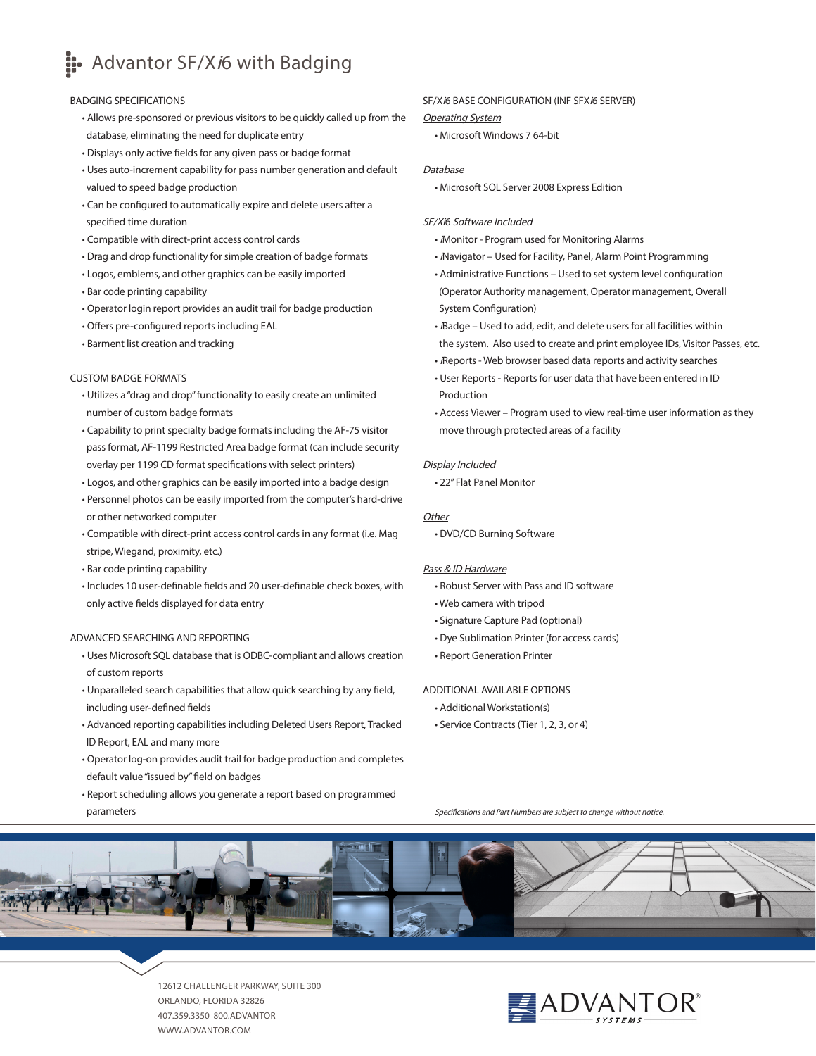# Advantor SF/X*i*6 with Badging

## BADGING SPECIFICATIONS

- Allows pre-sponsored or previous visitors to be quickly called up from the database, eliminating the need for duplicate entry
- Displays only active fields for any given pass or badge format
- Uses auto-increment capability for pass number generation and default valued to speed badge production
- Can be configured to automatically expire and delete users after a specified time duration
- Compatible with direct-print access control cards
- Drag and drop functionality for simple creation of badge formats
- Logos, emblems, and other graphics can be easily imported
- Bar code printing capability
- Operator login report provides an audit trail for badge production
- Offers pre-configured reports including EAL
- Barment list creation and tracking

## CUSTOM BADGE FORMATS

- Utilizes a "drag and drop" functionality to easily create an unlimited number of custom badge formats
- Capability to print specialty badge formats including the AF-75 visitor pass format, AF-1199 Restricted Area badge format (can include security overlay per 1199 CD format specifications with select printers)
- Logos, and other graphics can be easily imported into a badge design
- Personnel photos can be easily imported from the computer's hard-drive or other networked computer
- Compatible with direct-print access control cards in any format (i.e. Mag stripe, Wiegand, proximity, etc.)
- Bar code printing capability
- Includes 10 user-definable fields and 20 user-definable check boxes, with only active fields displayed for data entry

## ADVANCED SEARCHING AND REPORTING

- Uses Microsoft SQL database that is ODBC-compliant and allows creation of custom reports
- Unparalleled search capabilities that allow quick searching by any field, including user-defined fields
- Advanced reporting capabilities including Deleted Users Report, Tracked ID Report, EAL and many more
- Operator log-on provides audit trail for badge production and completes default value "issued by" field on badges
- Report scheduling allows you generate a report based on programmed parameters

## SF/X*i*6 BASE CONFIGURATION (INF SFX*i*6 SERVER)

*Operating System*

- Microsoft Windows 7 64-bit

*Database*

- Microsoft SQL Server 2008 Express Edition

*SF/Xi6 Software Included*

- *i*Monitor - Program used for Monitoring Alarms
- *i*Navigator – Used for Facility, Panel, Alarm Point Programming
- Administrative Functions – Used to set system level configuration (Operator Authority management, Operator management, Overall System Configuration)
- *i*Badge – Used to add, edit, and delete users for all facilities within the system. Also used to create and print employee IDs, Visitor Passes, etc.
- *i*Reports - Web browser based data reports and activity searches
- User Reports - Reports for user data that have been entered in ID Production
- Access Viewer – Program used to view real-time user information as they move through protected areas of a facility

*Display Included*

- 22" Flat Panel Monitor

*Other*

- DVD/CD Burning Software

*Pass & ID Hardware*

- Robust Server with Pass and ID software
- Web camera with tripod
- Signature Capture Pad (optional)
- Dye Sublimation Printer (for access cards)
- Report Generation Printer

## ADDITIONAL AVAILABLE OPTIONS

- Additional Workstation(s)
- Service Contracts (Tier 1, 2, 3, or 4)

*Specifications and Part Numbers are subject to change without notice.*

12612 CHALLENGER PARKWAY, SUITE 300
ORLANDO, FLORIDA 32826
407.359.3350 800.ADVANTOR
WWW.ADVANTOR.COM

ADVANTOR® SYSTEMS